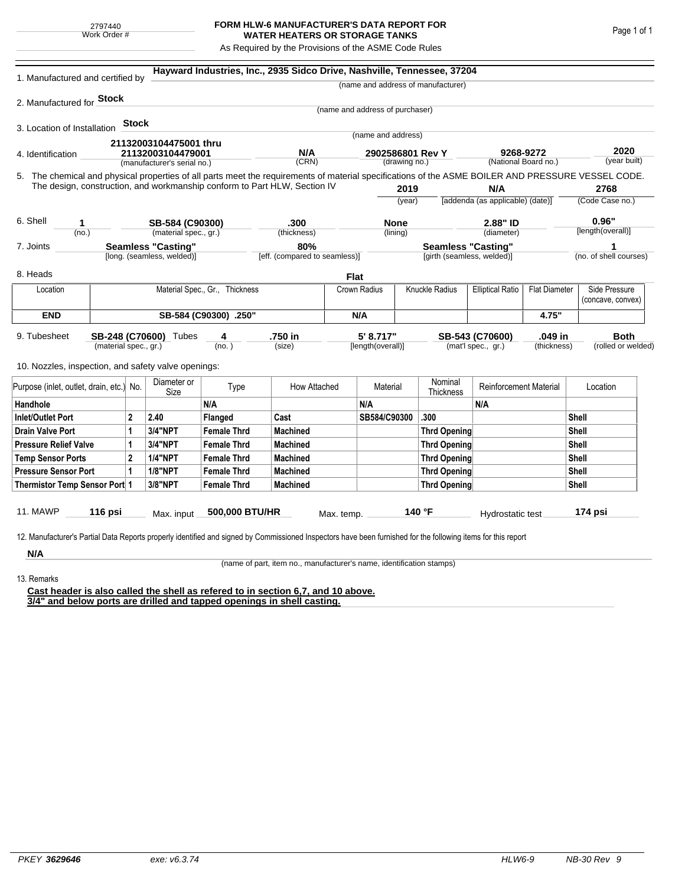2797440
Work Order #

# FORM HLW-6 MANUFACTURER'S DATA REPORT FOR WATER HEATERS OR STORAGE TANKS

As Required by the Provisions of the ASME Code Rules

1. Manufactured and certified by **Hayward Industries, Inc., 2935 Sidco Drive, Nashville, Tennessee, 37204**
(name and address of manufacturer)

2. Manufactured for **Stock**
(name and address of purchaser)

3. Location of Installation **Stock**
(name and address)

4. Identification **21132003104475001 thru 21132003104479001** (manufacturer's serial no.) | **N/A** (CRN) | **2902586801 Rev Y** (drawing no.) | **9268-9272** (National Board no.) | **2020** (year built)

5. The chemical and physical properties of all parts meet the requirements of material specifications of the ASME BOILER AND PRESSURE VESSEL CODE. The design, construction, and workmanship conform to Part HLW, Section IV **2019** (year) | **N/A** [addenda (as applicable) (date)] | **2768** (Code Case no.)

6. Shell **1** (no.) | **SB-584 (C90300)** (material spec., gr.) | **.300** (thickness) | **None** (lining) | **2.88" ID** (diameter) | **0.96"** [length(overall)]

7. Joints **Seamless "Casting"** [long. (seamless, welded)] | **80%** [eff. (compared to seamless)] | **Seamless "Casting"** [girth (seamless, welded)] | **1** (no. of shell courses)

8. Heads **Flat**

| Location | Material Spec., Gr., Thickness | Crown Radius | Knuckle Radius | Elliptical Ratio | Flat Diameter | Side Pressure (concave, convex) |
|---|---|---|---|---|---|---|
| **END** | **SB-584 (C90300) .250"** | **N/A** | | | **4.75"** | |

9. Tubesheet **SB-248 (C70600)** (material spec., gr.) Tubes **4** (no.) | **.750 in** (size) | **5' 8.717"** [length(overall)] | **SB-543 (C70600)** (mat'l spec., gr.) | **.049 in** (thickness) | **Both** (rolled or welded)

10. Nozzles, inspection, and safety valve openings:

| Purpose (inlet, outlet, drain, etc.) | No. | Diameter or Size | Type | How Attached | Material | Nominal Thickness | Reinforcement Material | Location |
|---|---|---|---|---|---|---|---|---|
| **Handhole** | | | **N/A** | | **N/A** | | **N/A** | |
| **Inlet/Outlet Port** | **2** | **2.40** | **Flanged** | **Cast** | **SB584/C90300** | **.300** | | **Shell** |
| **Drain Valve Port** | **1** | **3/4"NPT** | **Female Thrd** | **Machined** | | **Thrd Opening** | | **Shell** |
| **Pressure Relief Valve** | **1** | **3/4"NPT** | **Female Thrd** | **Machined** | | **Thrd Opening** | | **Shell** |
| **Temp Sensor Ports** | **2** | **1/4"NPT** | **Female Thrd** | **Machined** | | **Thrd Opening** | | **Shell** |
| **Pressure Sensor Port** | **1** | **1/8"NPT** | **Female Thrd** | **Machined** | | **Thrd Opening** | | **Shell** |
| **Thermistor Temp Sensor Port** | **1** | **3/8"NPT** | **Female Thrd** | **Machined** | | **Thrd Opening** | | **Shell** |

11. MAWP **116 psi** Max. input **500,000 BTU/HR** Max. temp. **140 °F** Hydrostatic test **174 psi**

12. Manufacturer's Partial Data Reports properly identified and signed by Commissioned Inspectors have been furnished for the following items for this report

**N/A**
(name of part, item no., manufacturer's name, identification stamps)

13. Remarks

**Cast header is also called the shell as refered to in section 6,7, and 10 above.**
**3/4" and below ports are drilled and tapped openings in shell casting.**

PKEY *3629646* exe: v6.3.74 HLW6-9 NB-30 Rev 9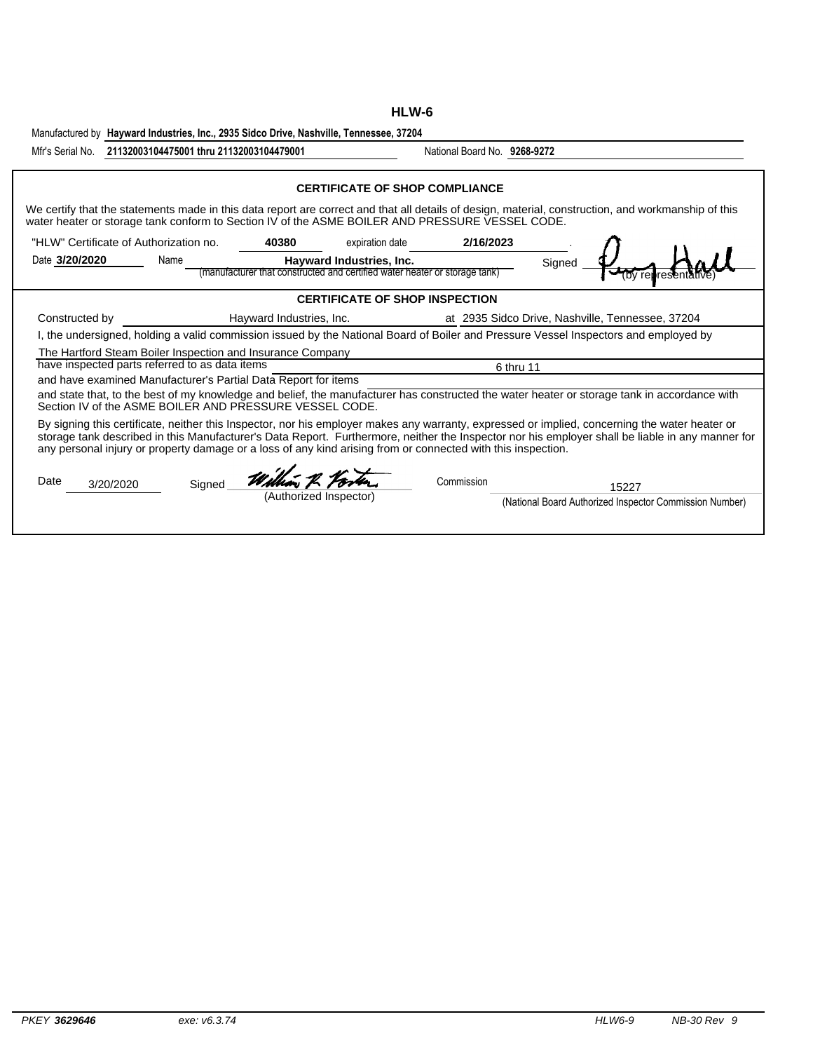# HLW-6

Manufactured by **Hayward Industries, Inc., 2935 Sidco Drive, Nashville, Tennessee, 37204**

Mfr's Serial No. **21132003104475001 thru 21132003104479001** National Board No. **9268-9272**

## CERTIFICATE OF SHOP COMPLIANCE

We certify that the statements made in this data report are correct and that all details of design, material, construction, and workmanship of this water heater or storage tank conform to Section IV of the ASME BOILER AND PRESSURE VESSEL CODE.

"HLW" Certificate of Authorization no. **40380** expiration date **2/16/2023**.

Date **3/20/2020** Name **Hayward Industries, Inc.** (manufacturer that constructed and certified water heater or storage tank) Signed Perry Hall (by representative)

## CERTIFICATE OF SHOP INSPECTION

Constructed by Hayward Industries, Inc. at 2935 Sidco Drive, Nashville, Tennessee, 37204

I, the undersigned, holding a valid commission issued by the National Board of Boiler and Pressure Vessel Inspectors and employed by The Hartford Steam Boiler Inspection and Insurance Company have inspected parts referred to as data items 6 thru 11 and have examined Manufacturer's Partial Data Report for items

and state that, to the best of my knowledge and belief, the manufacturer has constructed the water heater or storage tank in accordance with Section IV of the ASME BOILER AND PRESSURE VESSEL CODE.

By signing this certificate, neither this Inspector, nor his employer makes any warranty, expressed or implied, concerning the water heater or storage tank described in this Manufacturer's Data Report. Furthermore, neither the Inspector nor his employer shall be liable in any manner for any personal injury or property damage or a loss of any kind arising from or connected with this inspection.

Date 3/20/2020 Signed William R. Foster (Authorized Inspector) Commission 15227 (National Board Authorized Inspector Commission Number)

*PKEY 3629646* *exe: v6.3.74* *HLW6-9* *NB-30 Rev 9*